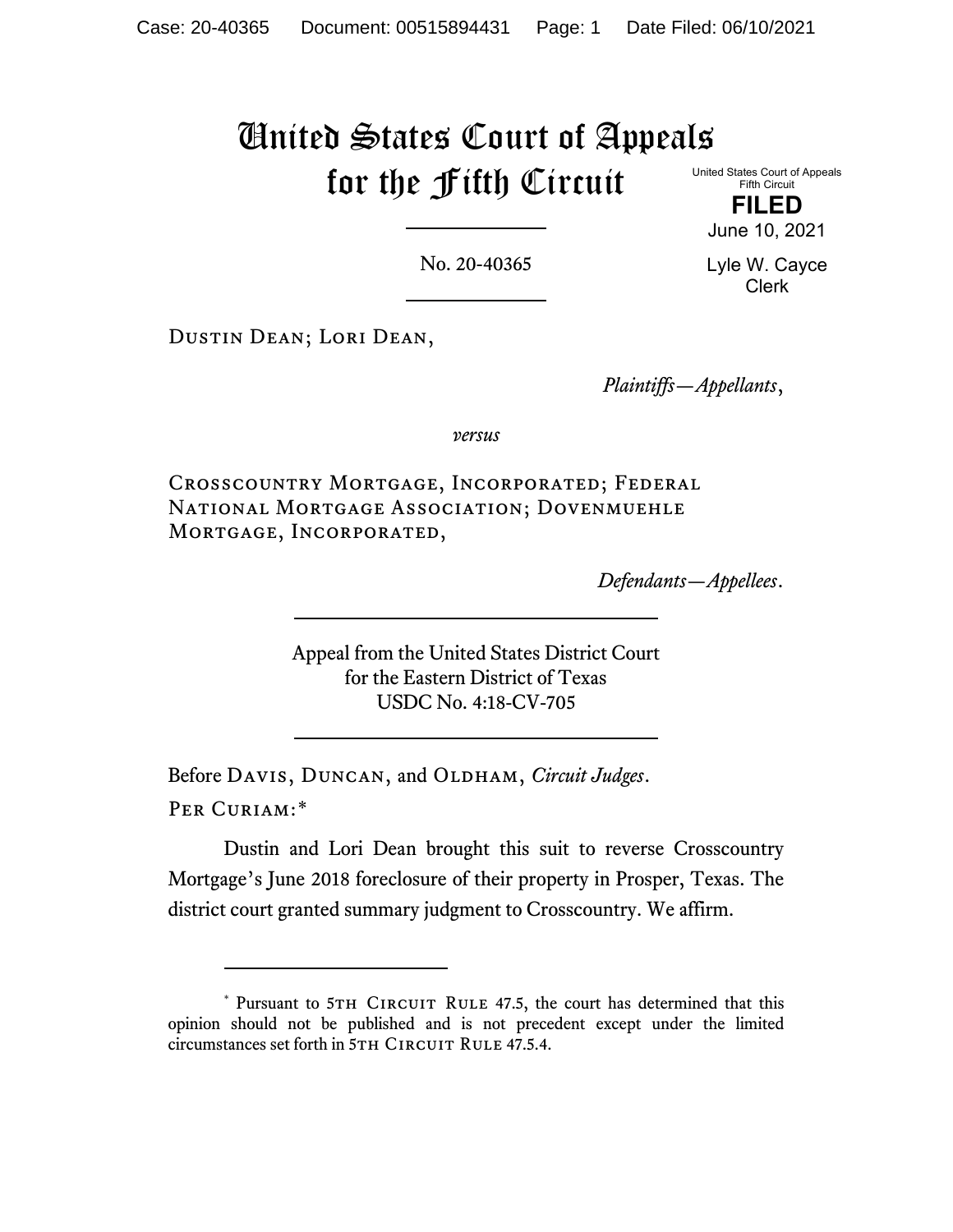# United States Court of Appeals for the Fifth Circuit

United States Court of Appeals
Fifth Circuit

**FILED**

June 10, 2021

Lyle W. Cayce
Clerk

No. 20-40365

---

Dustin Dean; Lori Dean,

*Plaintiffs—Appellants*,

*versus*

Crosscountry Mortgage, Incorporated; Federal National Mortgage Association; Dovenmuehle Mortgage, Incorporated,

*Defendants—Appellees*.

---

Appeal from the United States District Court
for the Eastern District of Texas
USDC No. 4:18-CV-705

---

Before Davis, Duncan, and Oldham, *Circuit Judges*.

Per Curiam:*

Dustin and Lori Dean brought this suit to reverse Crosscountry Mortgage's June 2018 foreclosure of their property in Prosper, Texas. The district court granted summary judgment to Crosscountry. We affirm.

---

\* Pursuant to 5th Circuit Rule 47.5, the court has determined that this opinion should not be published and is not precedent except under the limited circumstances set forth in 5th Circuit Rule 47.5.4.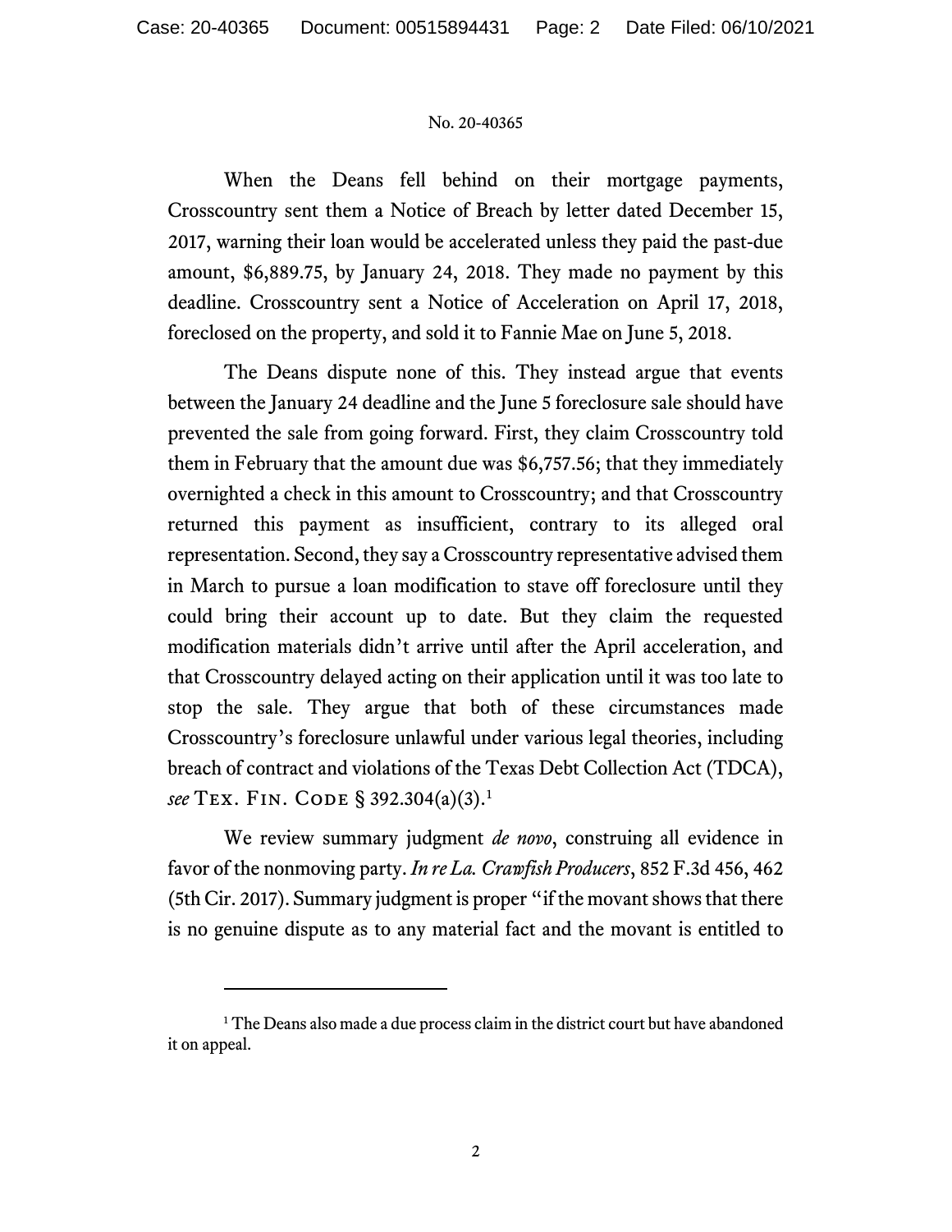When the Deans fell behind on their mortgage payments, Crosscountry sent them a Notice of Breach by letter dated December 15, 2017, warning their loan would be accelerated unless they paid the past-due amount, $6,889.75, by January 24, 2018. They made no payment by this deadline. Crosscountry sent a Notice of Acceleration on April 17, 2018, foreclosed on the property, and sold it to Fannie Mae on June 5, 2018.

The Deans dispute none of this. They instead argue that events between the January 24 deadline and the June 5 foreclosure sale should have prevented the sale from going forward. First, they claim Crosscountry told them in February that the amount due was $6,757.56; that they immediately overnighted a check in this amount to Crosscountry; and that Crosscountry returned this payment as insufficient, contrary to its alleged oral representation. Second, they say a Crosscountry representative advised them in March to pursue a loan modification to stave off foreclosure until they could bring their account up to date. But they claim the requested modification materials didn't arrive until after the April acceleration, and that Crosscountry delayed acting on their application until it was too late to stop the sale. They argue that both of these circumstances made Crosscountry's foreclosure unlawful under various legal theories, including breach of contract and violations of the Texas Debt Collection Act (TDCA), *see* Tex. Fin. Code § 392.304(a)(3).[1]

We review summary judgment *de novo*, construing all evidence in favor of the nonmoving party. *In re La. Crawfish Producers*, 852 F.3d 456, 462 (5th Cir. 2017). Summary judgment is proper "if the movant shows that there is no genuine dispute as to any material fact and the movant is entitled to

---

[1] The Deans also made a due process claim in the district court but have abandoned it on appeal.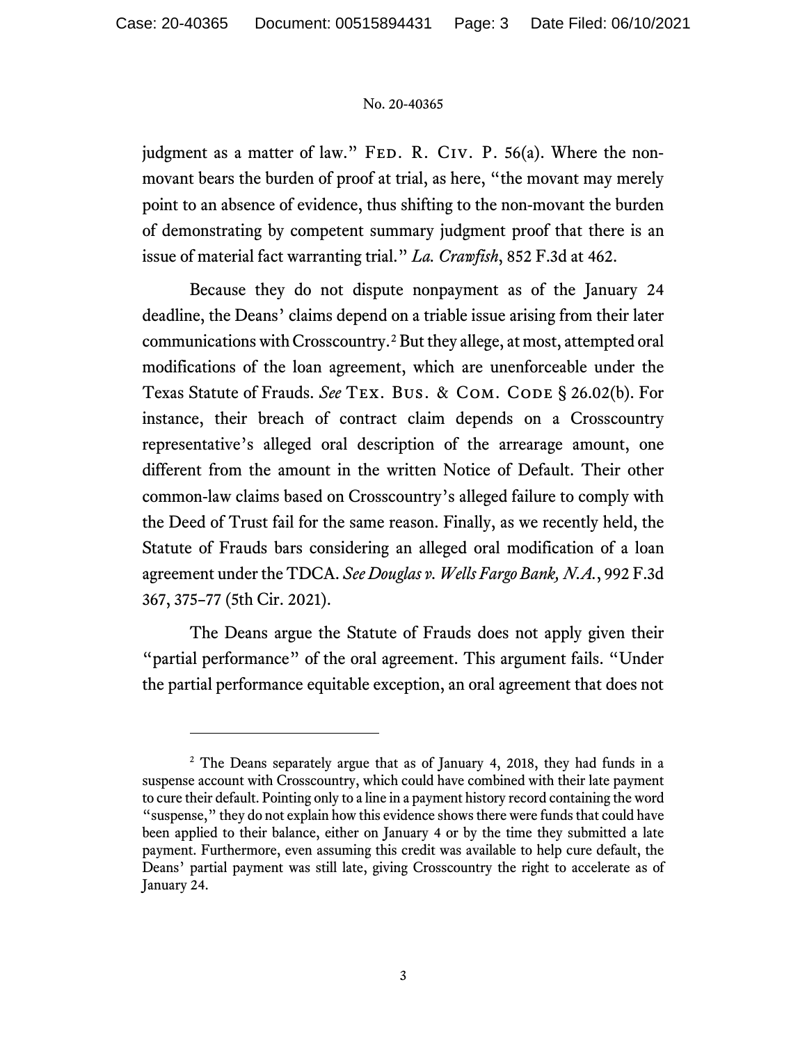judgment as a matter of law." FED. R. CIV. P. 56(a). Where the non-movant bears the burden of proof at trial, as here, "the movant may merely point to an absence of evidence, thus shifting to the non-movant the burden of demonstrating by competent summary judgment proof that there is an issue of material fact warranting trial." *La. Crawfish*, 852 F.3d at 462.

Because they do not dispute nonpayment as of the January 24 deadline, the Deans' claims depend on a triable issue arising from their later communications with Crosscountry.[2] But they allege, at most, attempted oral modifications of the loan agreement, which are unenforceable under the Texas Statute of Frauds. *See* TEX. BUS. & COM. CODE § 26.02(b). For instance, their breach of contract claim depends on a Crosscountry representative's alleged oral description of the arrearage amount, one different from the amount in the written Notice of Default. Their other common-law claims based on Crosscountry's alleged failure to comply with the Deed of Trust fail for the same reason. Finally, as we recently held, the Statute of Frauds bars considering an alleged oral modification of a loan agreement under the TDCA. *See Douglas v. Wells Fargo Bank, N.A.*, 992 F.3d 367, 375–77 (5th Cir. 2021).

The Deans argue the Statute of Frauds does not apply given their "partial performance" of the oral agreement. This argument fails. "Under the partial performance equitable exception, an oral agreement that does not

---

[2] The Deans separately argue that as of January 4, 2018, they had funds in a suspense account with Crosscountry, which could have combined with their late payment to cure their default. Pointing only to a line in a payment history record containing the word "suspense," they do not explain how this evidence shows there were funds that could have been applied to their balance, either on January 4 or by the time they submitted a late payment. Furthermore, even assuming this credit was available to help cure default, the Deans' partial payment was still late, giving Crosscountry the right to accelerate as of January 24.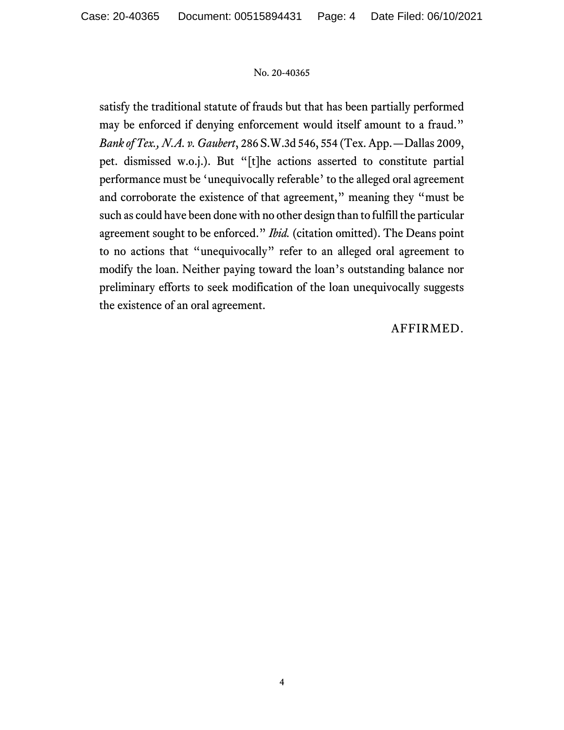satisfy the traditional statute of frauds but that has been partially performed may be enforced if denying enforcement would itself amount to a fraud." *Bank of Tex., N.A. v. Gaubert*, 286 S.W.3d 546, 554 (Tex. App.—Dallas 2009, pet. dismissed w.o.j.). But "[t]he actions asserted to constitute partial performance must be 'unequivocally referable' to the alleged oral agreement and corroborate the existence of that agreement," meaning they "must be such as could have been done with no other design than to fulfill the particular agreement sought to be enforced." *Ibid.* (citation omitted). The Deans point to no actions that "unequivocally" refer to an alleged oral agreement to modify the loan. Neither paying toward the loan's outstanding balance nor preliminary efforts to seek modification of the loan unequivocally suggests the existence of an oral agreement.

AFFIRMED.